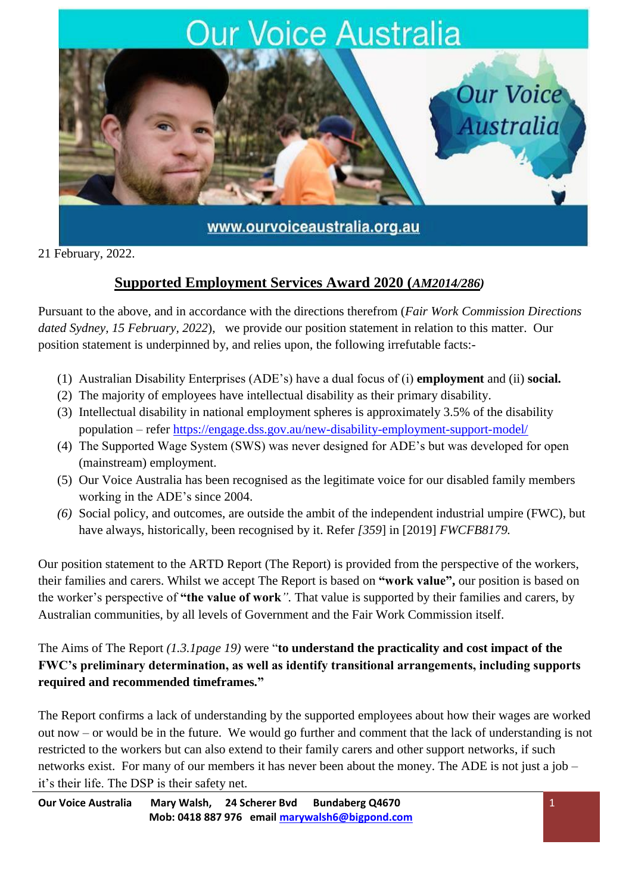21 February, 2022.

## Supported Employment Services Award 2020 (*AM2014/286*)

Pursuant to the above, and in accordance with the directions therefrom (*Fair Work Commission Directions dated Sydney, 15 February, 2022*), we provide our position statement in relation to this matter. Our position statement is underpinned by, and relies upon, the following irrefutable facts:-

(1) Australian Disability Enterprises (ADE's) have a dual focus of (i) **employment** and (ii) **social.**
(2) The majority of employees have intellectual disability as their primary disability.
(3) Intellectual disability in national employment spheres is approximately 3.5% of the disability population – refer https://engage.dss.gov.au/new-disability-employment-support-model/
(4) The Supported Wage System (SWS) was never designed for ADE's but was developed for open (mainstream) employment.
(5) Our Voice Australia has been recognised as the legitimate voice for our disabled family members working in the ADE's since 2004.
*(6)* Social policy, and outcomes, are outside the ambit of the independent industrial umpire (FWC), but have always, historically, been recognised by it. Refer *[359]* in [2019] *FWCFB8179.*

Our position statement to the ARTD Report (The Report) is provided from the perspective of the workers, their families and carers. Whilst we accept The Report is based on **"work value",** our position is based on the worker's perspective of **"the value of work**". That value is supported by their families and carers, by Australian communities, by all levels of Government and the Fair Work Commission itself.

The Aims of The Report *(1.3.1page 19)* were "**to understand the practicality and cost impact of the FWC's preliminary determination, as well as identify transitional arrangements, including supports required and recommended timeframes."**

The Report confirms a lack of understanding by the supported employees about how their wages are worked out now – or would be in the future. We would go further and comment that the lack of understanding is not restricted to the workers but can also extend to their family carers and other support networks, if such networks exist. For many of our members it has never been about the money. The ADE is not just a job – it's their life. The DSP is their safety net.

**Our Voice Australia Mary Walsh, 24 Scherer Bvd Bundaberg Q4670**
**Mob: 0418 887 976 email marywalsh6@bigpond.com**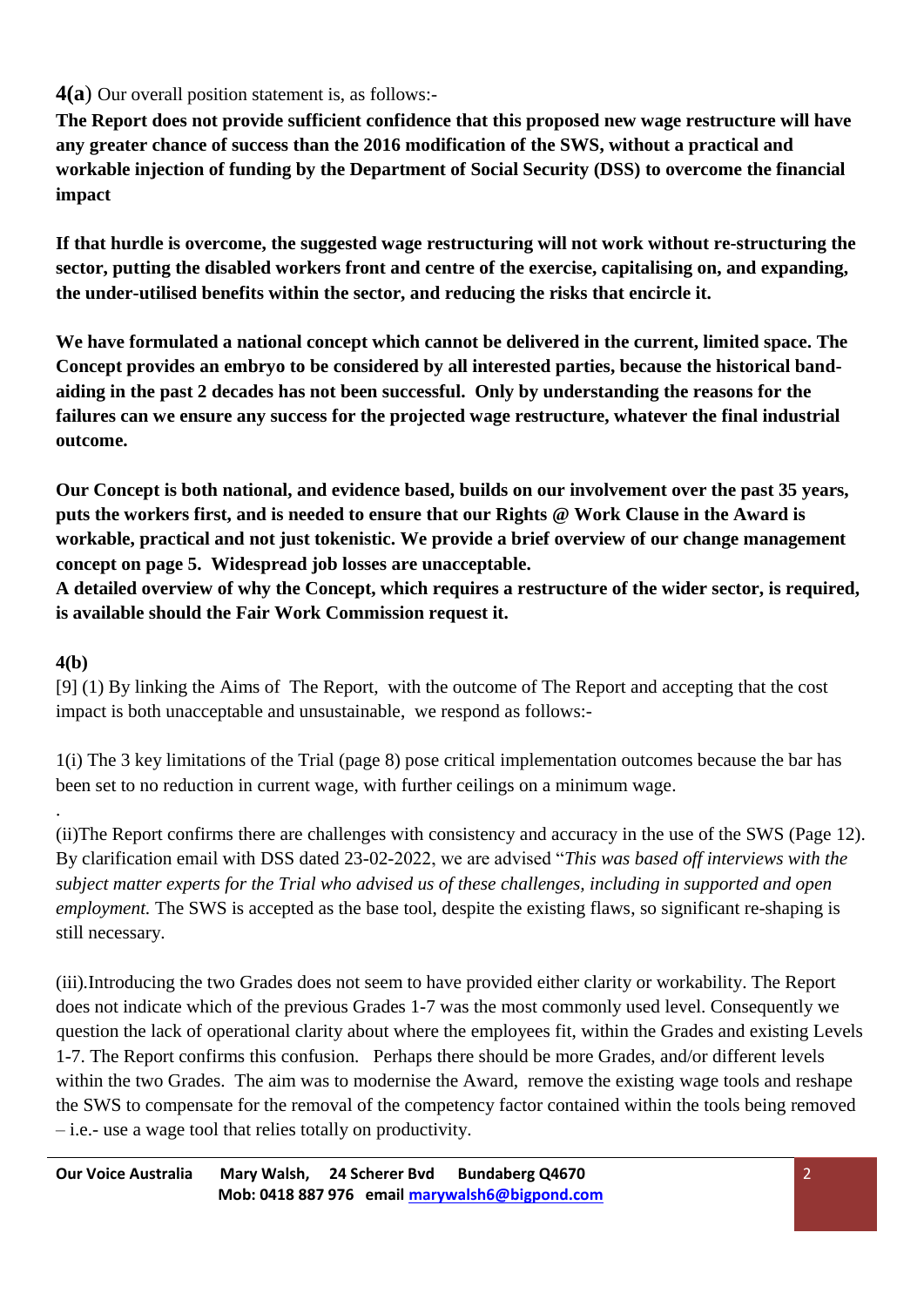**4(a**) Our overall position statement is, as follows:-

**The Report does not provide sufficient confidence that this proposed new wage restructure will have any greater chance of success than the 2016 modification of the SWS, without a practical and workable injection of funding by the Department of Social Security (DSS) to overcome the financial impact**

**If that hurdle is overcome, the suggested wage restructuring will not work without re-structuring the sector, putting the disabled workers front and centre of the exercise, capitalising on, and expanding, the under-utilised benefits within the sector, and reducing the risks that encircle it.**

**We have formulated a national concept which cannot be delivered in the current, limited space. The Concept provides an embryo to be considered by all interested parties, because the historical band-aiding in the past 2 decades has not been successful. Only by understanding the reasons for the failures can we ensure any success for the projected wage restructure, whatever the final industrial outcome.**

**Our Concept is both national, and evidence based, builds on our involvement over the past 35 years, puts the workers first, and is needed to ensure that our Rights @ Work Clause in the Award is workable, practical and not just tokenistic. We provide a brief overview of our change management concept on page 5. Widespread job losses are unacceptable.**
**A detailed overview of why the Concept, which requires a restructure of the wider sector, is required, is available should the Fair Work Commission request it.**

**4(b)**

[9] (1) By linking the Aims of The Report, with the outcome of The Report and accepting that the cost impact is both unacceptable and unsustainable, we respond as follows:-

1(i) The 3 key limitations of the Trial (page 8) pose critical implementation outcomes because the bar has been set to no reduction in current wage, with further ceilings on a minimum wage.

(ii)The Report confirms there are challenges with consistency and accuracy in the use of the SWS (Page 12). By clarification email with DSS dated 23-02-2022, we are advised "*This was based off interviews with the subject matter experts for the Trial who advised us of these challenges, including in supported and open employment.* The SWS is accepted as the base tool, despite the existing flaws, so significant re-shaping is still necessary.

(iii).Introducing the two Grades does not seem to have provided either clarity or workability. The Report does not indicate which of the previous Grades 1-7 was the most commonly used level. Consequently we question the lack of operational clarity about where the employees fit, within the Grades and existing Levels 1-7. The Report confirms this confusion. Perhaps there should be more Grades, and/or different levels within the two Grades. The aim was to modernise the Award, remove the existing wage tools and reshape the SWS to compensate for the removal of the competency factor contained within the tools being removed – i.e.- use a wage tool that relies totally on productivity.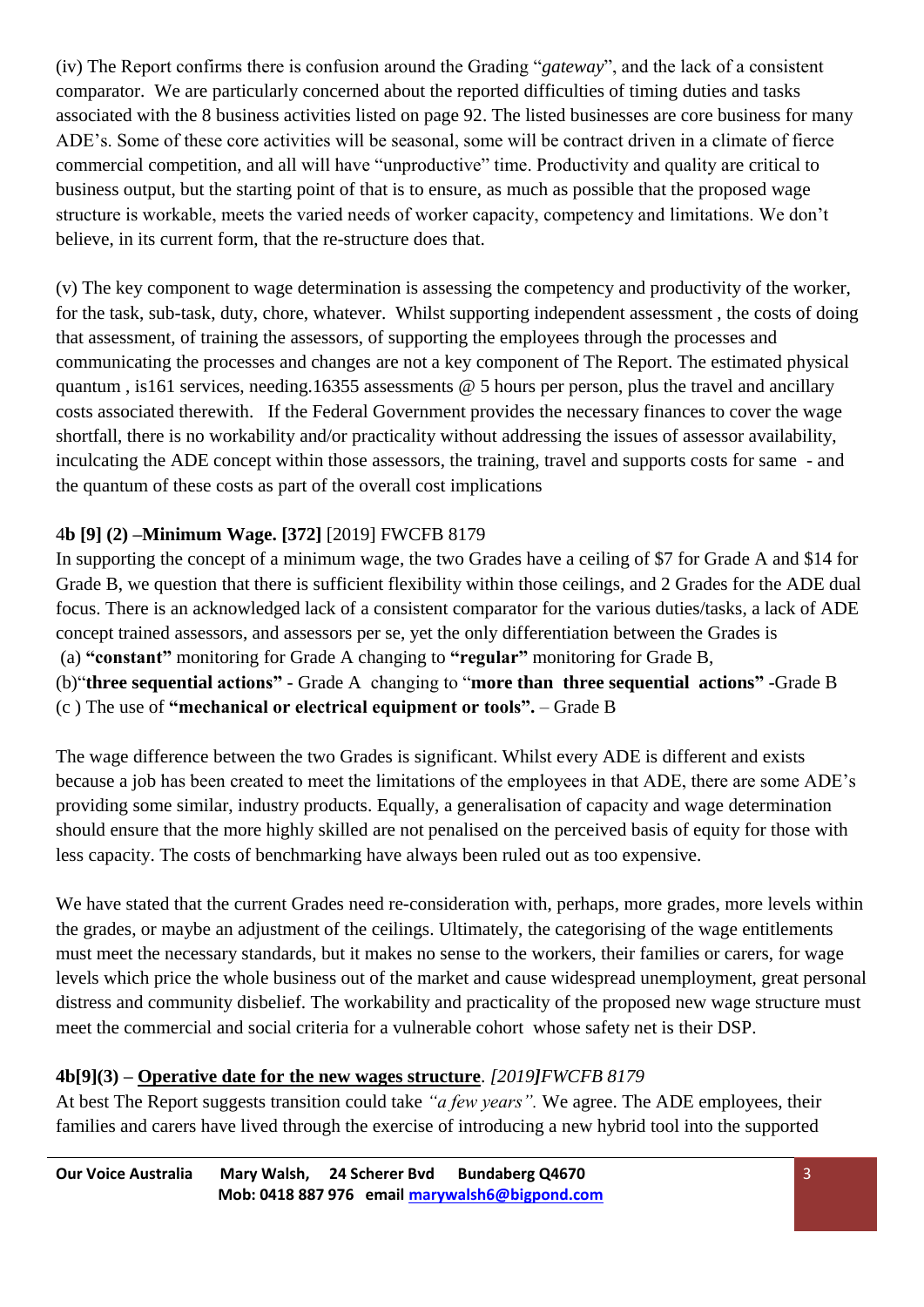(iv) The Report confirms there is confusion around the Grading "*gateway*", and the lack of a consistent comparator. We are particularly concerned about the reported difficulties of timing duties and tasks associated with the 8 business activities listed on page 92. The listed businesses are core business for many ADE's. Some of these core activities will be seasonal, some will be contract driven in a climate of fierce commercial competition, and all will have "unproductive" time. Productivity and quality are critical to business output, but the starting point of that is to ensure, as much as possible that the proposed wage structure is workable, meets the varied needs of worker capacity, competency and limitations. We don't believe, in its current form, that the re-structure does that.

(v) The key component to wage determination is assessing the competency and productivity of the worker, for the task, sub-task, duty, chore, whatever. Whilst supporting independent assessment , the costs of doing that assessment, of training the assessors, of supporting the employees through the processes and communicating the processes and changes are not a key component of The Report. The estimated physical quantum , is161 services, needing.16355 assessments @ 5 hours per person, plus the travel and ancillary costs associated therewith. If the Federal Government provides the necessary finances to cover the wage shortfall, there is no workability and/or practicality without addressing the issues of assessor availability, inculcating the ADE concept within those assessors, the training, travel and supports costs for same - and the quantum of these costs as part of the overall cost implications

**4b [9] (2) –Minimum Wage. [372]** [2019] FWCFB 8179

In supporting the concept of a minimum wage, the two Grades have a ceiling of $7 for Grade A and $14 for Grade B, we question that there is sufficient flexibility within those ceilings, and 2 Grades for the ADE dual focus. There is an acknowledged lack of a consistent comparator for the various duties/tasks, a lack of ADE concept trained assessors, and assessors per se, yet the only differentiation between the Grades is

(a) **"constant"** monitoring for Grade A changing to **"regular"** monitoring for Grade B,

(b)"**three sequential actions"** - Grade A changing to "**more than three sequential actions"** -Grade B

(c ) The use of **"mechanical or electrical equipment or tools".** – Grade B

The wage difference between the two Grades is significant. Whilst every ADE is different and exists because a job has been created to meet the limitations of the employees in that ADE, there are some ADE's providing some similar, industry products. Equally, a generalisation of capacity and wage determination should ensure that the more highly skilled are not penalised on the perceived basis of equity for those with less capacity. The costs of benchmarking have always been ruled out as too expensive.

We have stated that the current Grades need re-consideration with, perhaps, more grades, more levels within the grades, or maybe an adjustment of the ceilings. Ultimately, the categorising of the wage entitlements must meet the necessary standards, but it makes no sense to the workers, their families or carers, for wage levels which price the whole business out of the market and cause widespread unemployment, great personal distress and community disbelief. The workability and practicality of the proposed new wage structure must meet the commercial and social criteria for a vulnerable cohort whose safety net is their DSP.

**4b[9](3) – Operative date for the new wages structure**. *[2019]FWCFB 8179*

At best The Report suggests transition could take *"a few years".* We agree. The ADE employees, their families and carers have lived through the exercise of introducing a new hybrid tool into the supported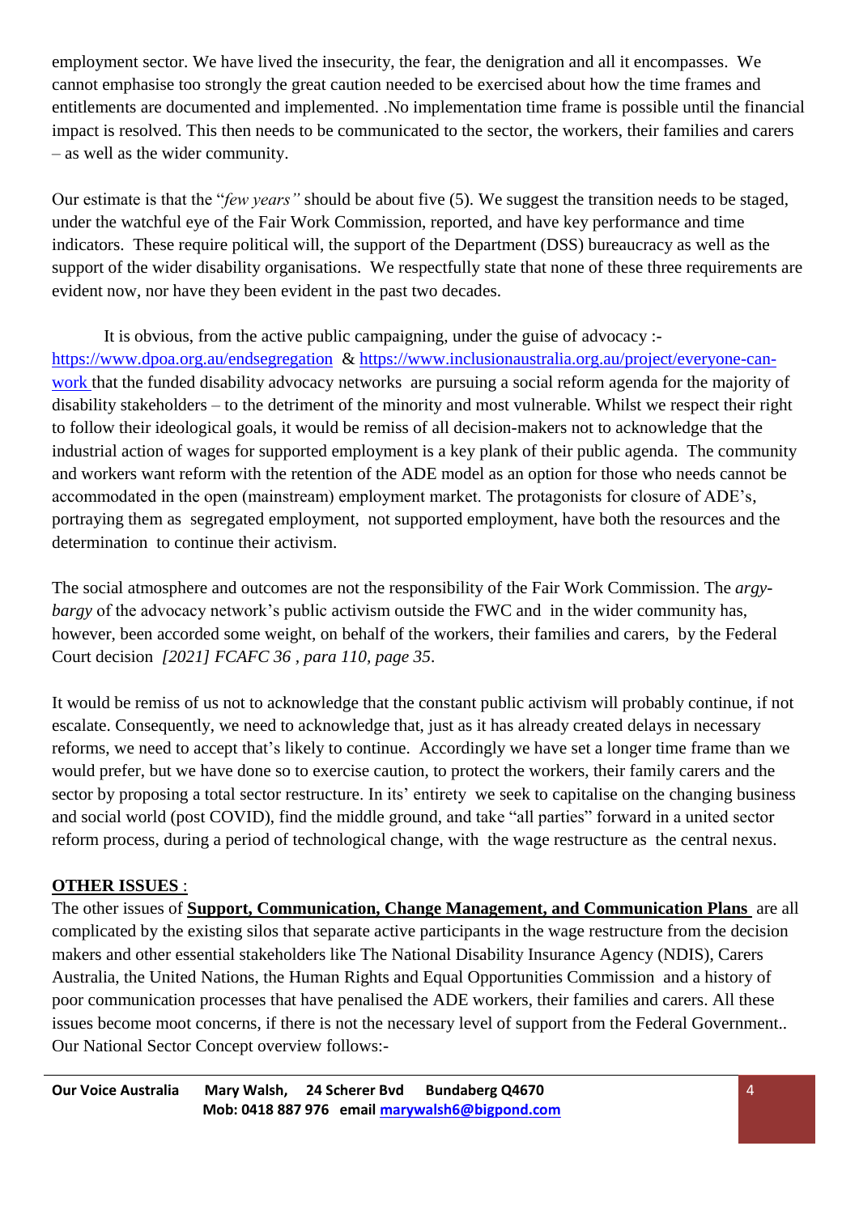employment sector. We have lived the insecurity, the fear, the denigration and all it encompasses. We cannot emphasise too strongly the great caution needed to be exercised about how the time frames and entitlements are documented and implemented. .No implementation time frame is possible until the financial impact is resolved. This then needs to be communicated to the sector, the workers, their families and carers – as well as the wider community.

Our estimate is that the "*few years"* should be about five (5). We suggest the transition needs to be staged, under the watchful eye of the Fair Work Commission, reported, and have key performance and time indicators. These require political will, the support of the Department (DSS) bureaucracy as well as the support of the wider disability organisations. We respectfully state that none of these three requirements are evident now, nor have they been evident in the past two decades.

It is obvious, from the active public campaigning, under the guise of advocacy :- https://www.dpoa.org.au/endsegregation & https://www.inclusionaustralia.org.au/project/everyone-can-work that the funded disability advocacy networks are pursuing a social reform agenda for the majority of disability stakeholders – to the detriment of the minority and most vulnerable. Whilst we respect their right to follow their ideological goals, it would be remiss of all decision-makers not to acknowledge that the industrial action of wages for supported employment is a key plank of their public agenda. The community and workers want reform with the retention of the ADE model as an option for those who needs cannot be accommodated in the open (mainstream) employment market. The protagonists for closure of ADE's, portraying them as segregated employment, not supported employment, have both the resources and the determination to continue their activism.

The social atmosphere and outcomes are not the responsibility of the Fair Work Commission. The *argy-bargy* of the advocacy network's public activism outside the FWC and in the wider community has, however, been accorded some weight, on behalf of the workers, their families and carers, by the Federal Court decision *[2021] FCAFC 36 , para 110, page 35*.

It would be remiss of us not to acknowledge that the constant public activism will probably continue, if not escalate. Consequently, we need to acknowledge that, just as it has already created delays in necessary reforms, we need to accept that's likely to continue. Accordingly we have set a longer time frame than we would prefer, but we have done so to exercise caution, to protect the workers, their family carers and the sector by proposing a total sector restructure. In its' entirety we seek to capitalise on the changing business and social world (post COVID), find the middle ground, and take "all parties" forward in a united sector reform process, during a period of technological change, with the wage restructure as the central nexus.

**OTHER ISSUES** :

The other issues of **Support, Communication, Change Management, and Communication Plans** are all complicated by the existing silos that separate active participants in the wage restructure from the decision makers and other essential stakeholders like The National Disability Insurance Agency (NDIS), Carers Australia, the United Nations, the Human Rights and Equal Opportunities Commission and a history of poor communication processes that have penalised the ADE workers, their families and carers. All these issues become moot concerns, if there is not the necessary level of support from the Federal Government.. Our National Sector Concept overview follows:-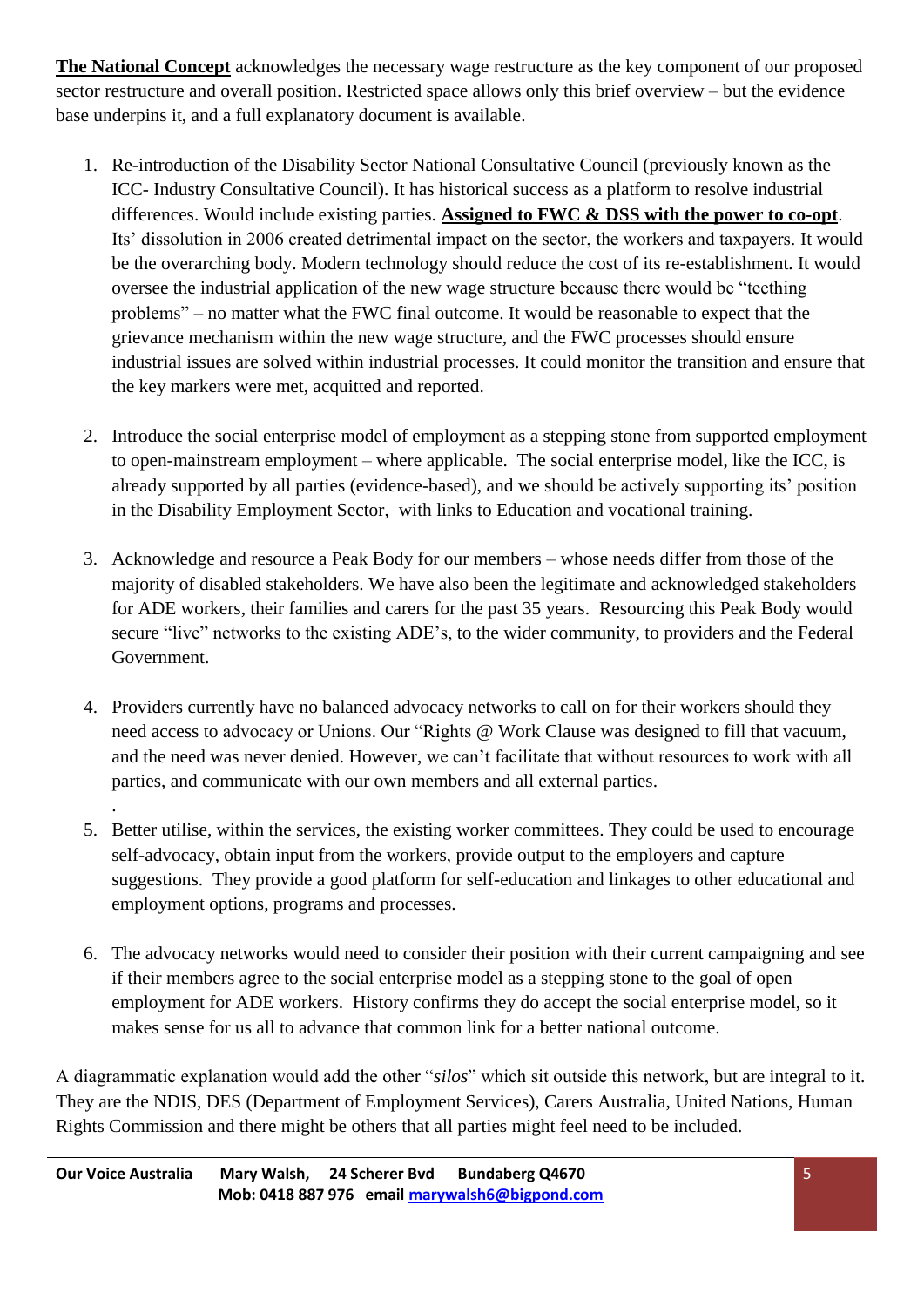**The National Concept** acknowledges the necessary wage restructure as the key component of our proposed sector restructure and overall position. Restricted space allows only this brief overview – but the evidence base underpins it, and a full explanatory document is available.

1. Re-introduction of the Disability Sector National Consultative Council (previously known as the ICC- Industry Consultative Council). It has historical success as a platform to resolve industrial differences. Would include existing parties. **Assigned to FWC & DSS with the power to co-opt**. Its' dissolution in 2006 created detrimental impact on the sector, the workers and taxpayers. It would be the overarching body. Modern technology should reduce the cost of its re-establishment. It would oversee the industrial application of the new wage structure because there would be "teething problems" – no matter what the FWC final outcome. It would be reasonable to expect that the grievance mechanism within the new wage structure, and the FWC processes should ensure industrial issues are solved within industrial processes. It could monitor the transition and ensure that the key markers were met, acquitted and reported.

2. Introduce the social enterprise model of employment as a stepping stone from supported employment to open-mainstream employment – where applicable. The social enterprise model, like the ICC, is already supported by all parties (evidence-based), and we should be actively supporting its' position in the Disability Employment Sector, with links to Education and vocational training.

3. Acknowledge and resource a Peak Body for our members – whose needs differ from those of the majority of disabled stakeholders. We have also been the legitimate and acknowledged stakeholders for ADE workers, their families and carers for the past 35 years. Resourcing this Peak Body would secure "live" networks to the existing ADE's, to the wider community, to providers and the Federal Government.

4. Providers currently have no balanced advocacy networks to call on for their workers should they need access to advocacy or Unions. Our "Rights @ Work Clause was designed to fill that vacuum, and the need was never denied. However, we can't facilitate that without resources to work with all parties, and communicate with our own members and all external parties.

5. Better utilise, within the services, the existing worker committees. They could be used to encourage self-advocacy, obtain input from the workers, provide output to the employers and capture suggestions. They provide a good platform for self-education and linkages to other educational and employment options, programs and processes.

6. The advocacy networks would need to consider their position with their current campaigning and see if their members agree to the social enterprise model as a stepping stone to the goal of open employment for ADE workers. History confirms they do accept the social enterprise model, so it makes sense for us all to advance that common link for a better national outcome.

A diagrammatic explanation would add the other "*silos*" which sit outside this network, but are integral to it. They are the NDIS, DES (Department of Employment Services), Carers Australia, United Nations, Human Rights Commission and there might be others that all parties might feel need to be included.